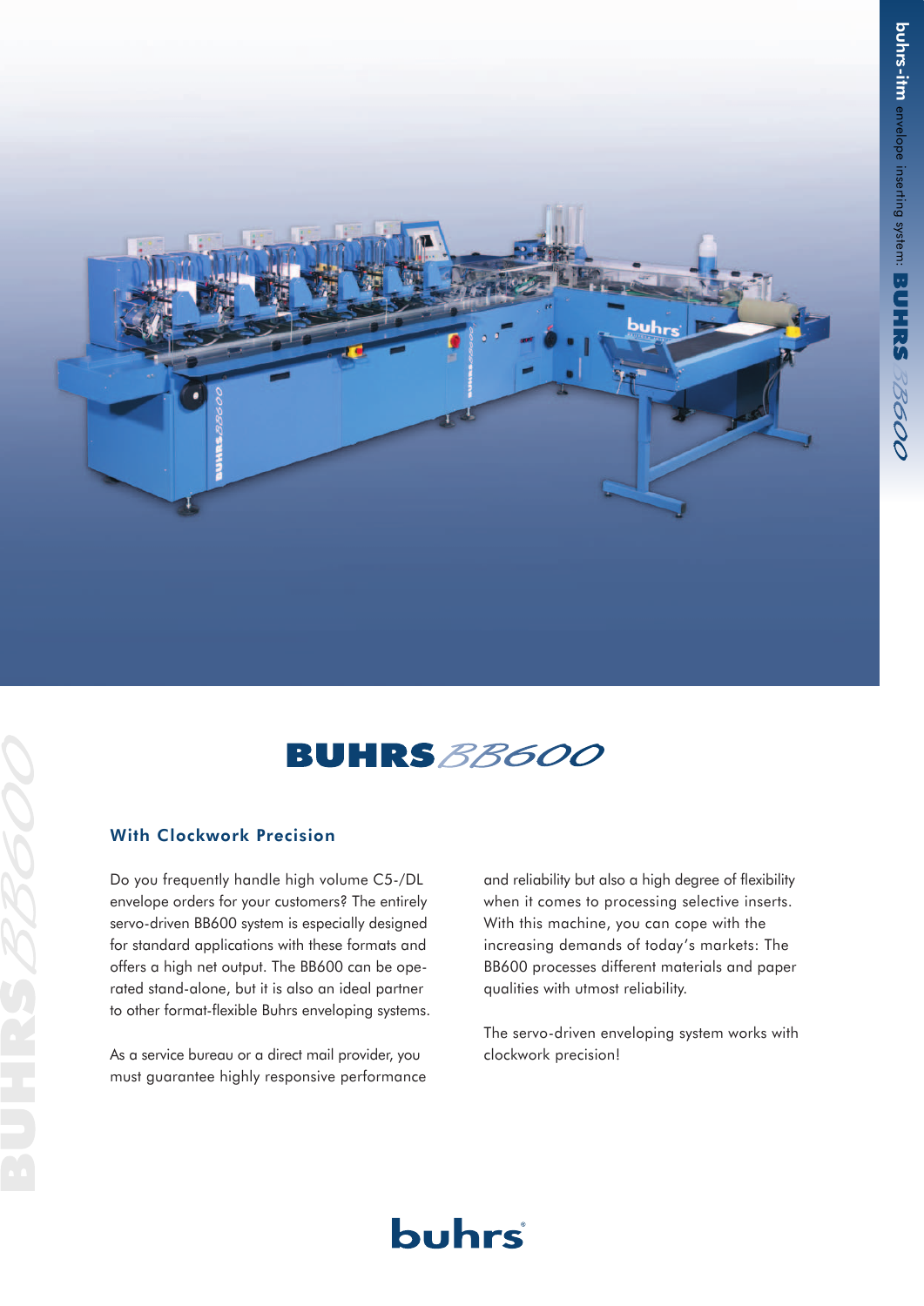# BUHRS BB600

## With Clockwork Precision

Do you frequently handle high volume C5-/DL envelope orders for your customers? The entirely servo-driven BB600 system is especially designed for standard applications with these formats and offers a high net output. The BB600 can be operated stand-alone, but it is also an ideal partner to other format-flexible Buhrs enveloping systems.

As a service bureau or a direct mail provider, you must guarantee highly responsive performance and reliability but also a high degree of flexibility when it comes to processing selective inserts. With this machine, you can cope with the increasing demands of today's markets: The BB600 processes different materials and paper qualities with utmost reliability.

The servo-driven enveloping system works with clockwork precision!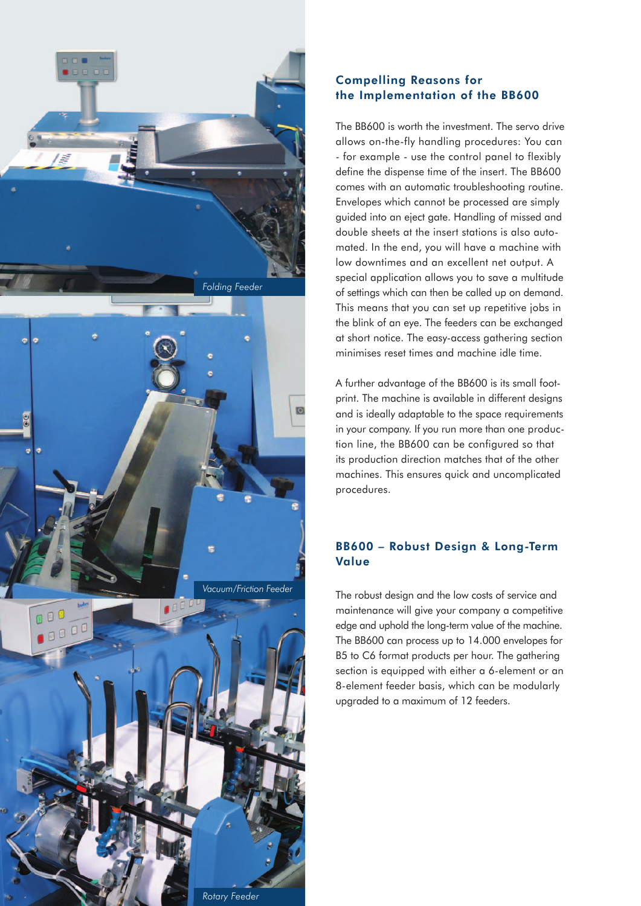Folding Feeder

Vacuum/Friction Feeder

Rotary Feeder

## Compelling Reasons for the Implementation of the BB600

The BB600 is worth the investment. The servo drive allows on-the-fly handling procedures: You can - for example - use the control panel to flexibly define the dispense time of the insert. The BB600 comes with an automatic troubleshooting routine. Envelopes which cannot be processed are simply guided into an eject gate. Handling of missed and double sheets at the insert stations is also automated. In the end, you will have a machine with low downtimes and an excellent net output. A special application allows you to save a multitude of settings which can then be called up on demand. This means that you can set up repetitive jobs in the blink of an eye. The feeders can be exchanged at short notice. The easy-access gathering section minimises reset times and machine idle time.

A further advantage of the BB600 is its small footprint. The machine is available in different designs and is ideally adaptable to the space requirements in your company. If you run more than one production line, the BB600 can be configured so that its production direction matches that of the other machines. This ensures quick and uncomplicated procedures.

## BB600 – Robust Design & Long-Term Value

The robust design and the low costs of service and maintenance will give your company a competitive edge and uphold the long-term value of the machine. The BB600 can process up to 14.000 envelopes for B5 to C6 format products per hour. The gathering section is equipped with either a 6-element or an 8-element feeder basis, which can be modularly upgraded to a maximum of 12 feeders.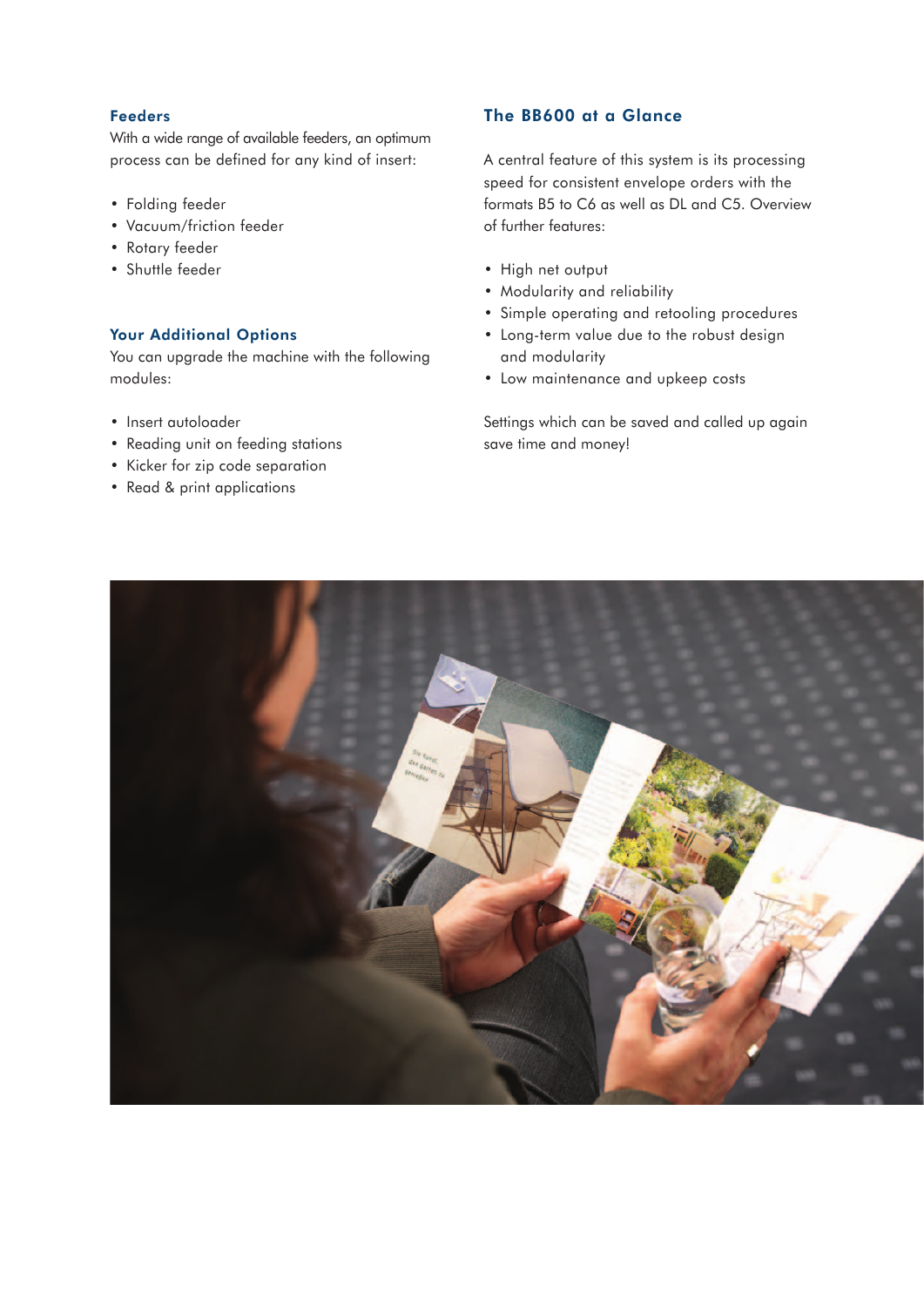## Feeders

With a wide range of available feeders, an optimum process can be defined for any kind of insert:

- Folding feeder
- Vacuum/friction feeder
- Rotary feeder
- Shuttle feeder

## Your Additional Options

You can upgrade the machine with the following modules:

- Insert autoloader
- Reading unit on feeding stations
- Kicker for zip code separation
- Read & print applications

## The BB600 at a Glance

A central feature of this system is its processing speed for consistent envelope orders with the formats B5 to C6 as well as DL and C5. Overview of further features:

- High net output
- Modularity and reliability
- Simple operating and retooling procedures
- Long-term value due to the robust design and modularity
- Low maintenance and upkeep costs

Settings which can be saved and called up again save time and money!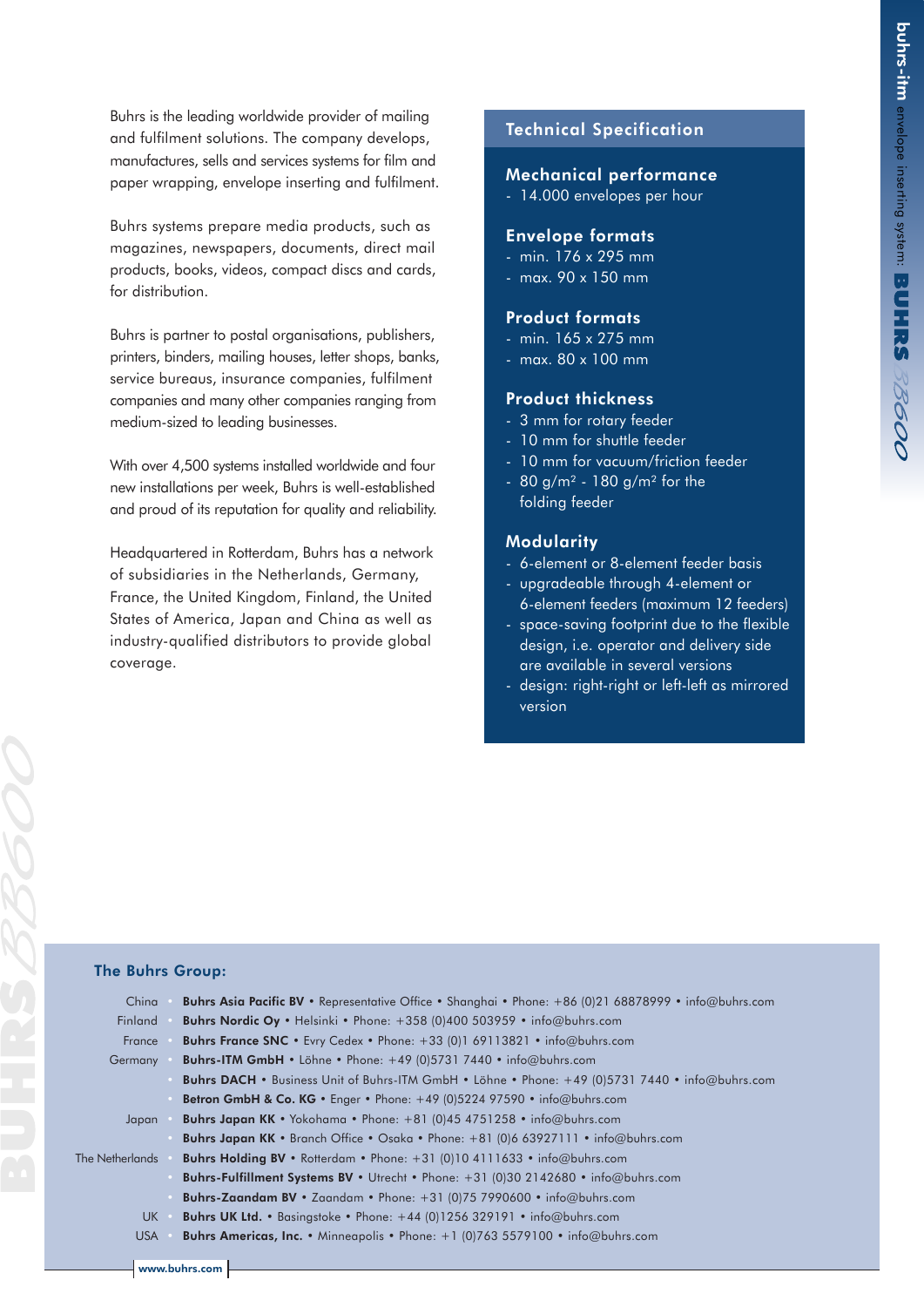Buhrs is the leading worldwide provider of mailing and fulfilment solutions. The company develops, manufactures, sells and services systems for film and paper wrapping, envelope inserting and fulfilment.

Buhrs systems prepare media products, such as magazines, newspapers, documents, direct mail products, books, videos, compact discs and cards, for distribution.

Buhrs is partner to postal organisations, publishers, printers, binders, mailing houses, letter shops, banks, service bureaus, insurance companies, fulfilment companies and many other companies ranging from medium-sized to leading businesses.

With over 4,500 systems installed worldwide and four new installations per week, Buhrs is well-established and proud of its reputation for quality and reliability.

Headquartered in Rotterdam, Buhrs has a network of subsidiaries in the Netherlands, Germany, France, the United Kingdom, Finland, the United States of America, Japan and China as well as industry-qualified distributors to provide global coverage.

## Technical Specification

### Mechanical performance
- 14.000 envelopes per hour

### Envelope formats
- min. 176 x 295 mm
- max. 90 x 150 mm

### Product formats
- min. 165 x 275 mm
- max. 80 x 100 mm

### Product thickness
- 3 mm for rotary feeder
- 10 mm for shuttle feeder
- 10 mm for vacuum/friction feeder
- 80 g/m² - 180 g/m² for the folding feeder

### Modularity
- 6-element or 8-element feeder basis
- upgradeable through 4-element or 6-element feeders (maximum 12 feeders)
- space-saving footprint due to the flexible design, i.e. operator and delivery side are available in several versions
- design: right-right or left-left as mirrored version

## The Buhrs Group:

| | |
|---|---|
| China | **Buhrs Asia Pacific BV** • Representative Office • Shanghai • Phone: +86 (0)21 68878999 • info@buhrs.com |
| Finland | **Buhrs Nordic Oy** • Helsinki • Phone: +358 (0)400 503959 • info@buhrs.com |
| France | **Buhrs France SNC** • Evry Cedex • Phone: +33 (0)1 69113821 • info@buhrs.com |
| Germany | **Buhrs-ITM GmbH** • Löhne • Phone: +49 (0)5731 7440 • info@buhrs.com |
| | **Buhrs DACH** • Business Unit of Buhrs-ITM GmbH • Löhne • Phone: +49 (0)5731 7440 • info@buhrs.com |
| | **Betron GmbH & Co. KG** • Enger • Phone: +49 (0)5224 97590 • info@buhrs.com |
| Japan | **Buhrs Japan KK** • Yokohama • Phone: +81 (0)45 4751258 • info@buhrs.com |
| | **Buhrs Japan KK** • Branch Office • Osaka • Phone: +81 (0)6 63927111 • info@buhrs.com |
| The Netherlands | **Buhrs Holding BV** • Rotterdam • Phone: +31 (0)10 4111633 • info@buhrs.com |
| | **Buhrs-Fulfillment Systems BV** • Utrecht • Phone: +31 (0)30 2142680 • info@buhrs.com |
| | **Buhrs-Zaandam BV** • Zaandam • Phone: +31 (0)75 7990600 • info@buhrs.com |
| UK | **Buhrs UK Ltd.** • Basingstoke • Phone: +44 (0)1256 329191 • info@buhrs.com |
| USA | **Buhrs Americas, Inc.** • Minneapolis • Phone: +1 (0)763 5579100 • info@buhrs.com |

www.buhrs.com